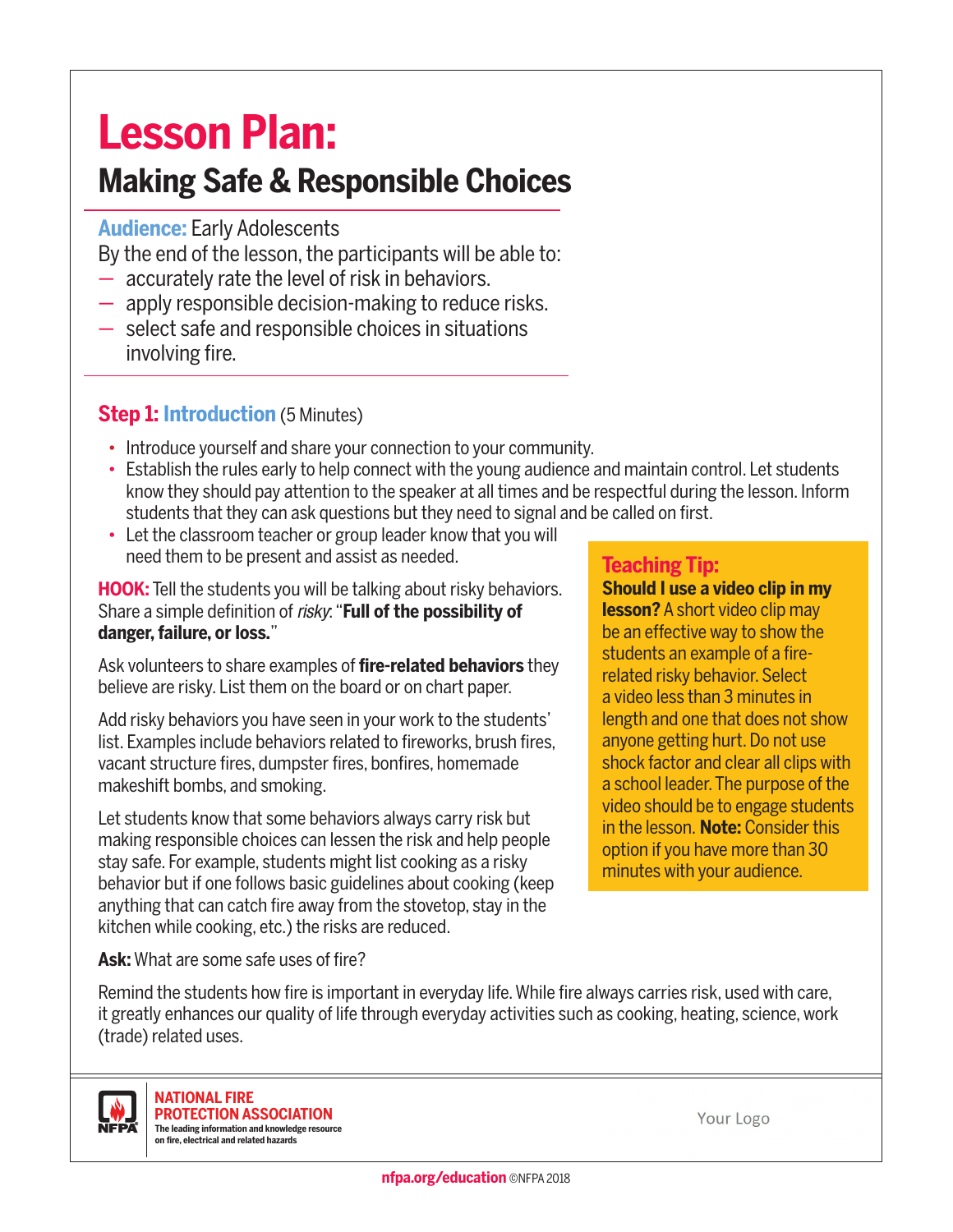# Lesson Plan:

## Making Safe & Responsible Choices

**Audience:** Early Adolescents

By the end of the lesson, the participants will be able to:

— accurately rate the level of risk in behaviors.
— apply responsible decision-making to reduce risks.
— select safe and responsible choices in situations involving fire.

### Step 1: Introduction (5 Minutes)

- Introduce yourself and share your connection to your community.
- Establish the rules early to help connect with the young audience and maintain control. Let students know they should pay attention to the speaker at all times and be respectful during the lesson. Inform students that they can ask questions but they need to signal and be called on first.
- Let the classroom teacher or group leader know that you will need them to be present and assist as needed.

**HOOK:** Tell the students you will be talking about risky behaviors. Share a simple definition of *risky*: "**Full of the possibility of danger, failure, or loss.**"

Ask volunteers to share examples of **fire-related behaviors** they believe are risky. List them on the board or on chart paper.

Add risky behaviors you have seen in your work to the students' list. Examples include behaviors related to fireworks, brush fires, vacant structure fires, dumpster fires, bonfires, homemade makeshift bombs, and smoking.

Let students know that some behaviors always carry risk but making responsible choices can lessen the risk and help people stay safe. For example, students might list cooking as a risky behavior but if one follows basic guidelines about cooking (keep anything that can catch fire away from the stovetop, stay in the kitchen while cooking, etc.) the risks are reduced.

**Teaching Tip:**
**Should I use a video clip in my lesson?** A short video clip may be an effective way to show the students an example of a fire-related risky behavior. Select a video less than 3 minutes in length and one that does not show anyone getting hurt. Do not use shock factor and clear all clips with a school leader. The purpose of the video should be to engage students in the lesson. **Note:** Consider this option if you have more than 30 minutes with your audience.

**Ask:** What are some safe uses of fire?

Remind the students how fire is important in everyday life. While fire always carries risk, used with care, it greatly enhances our quality of life through everyday activities such as cooking, heating, science, work (trade) related uses.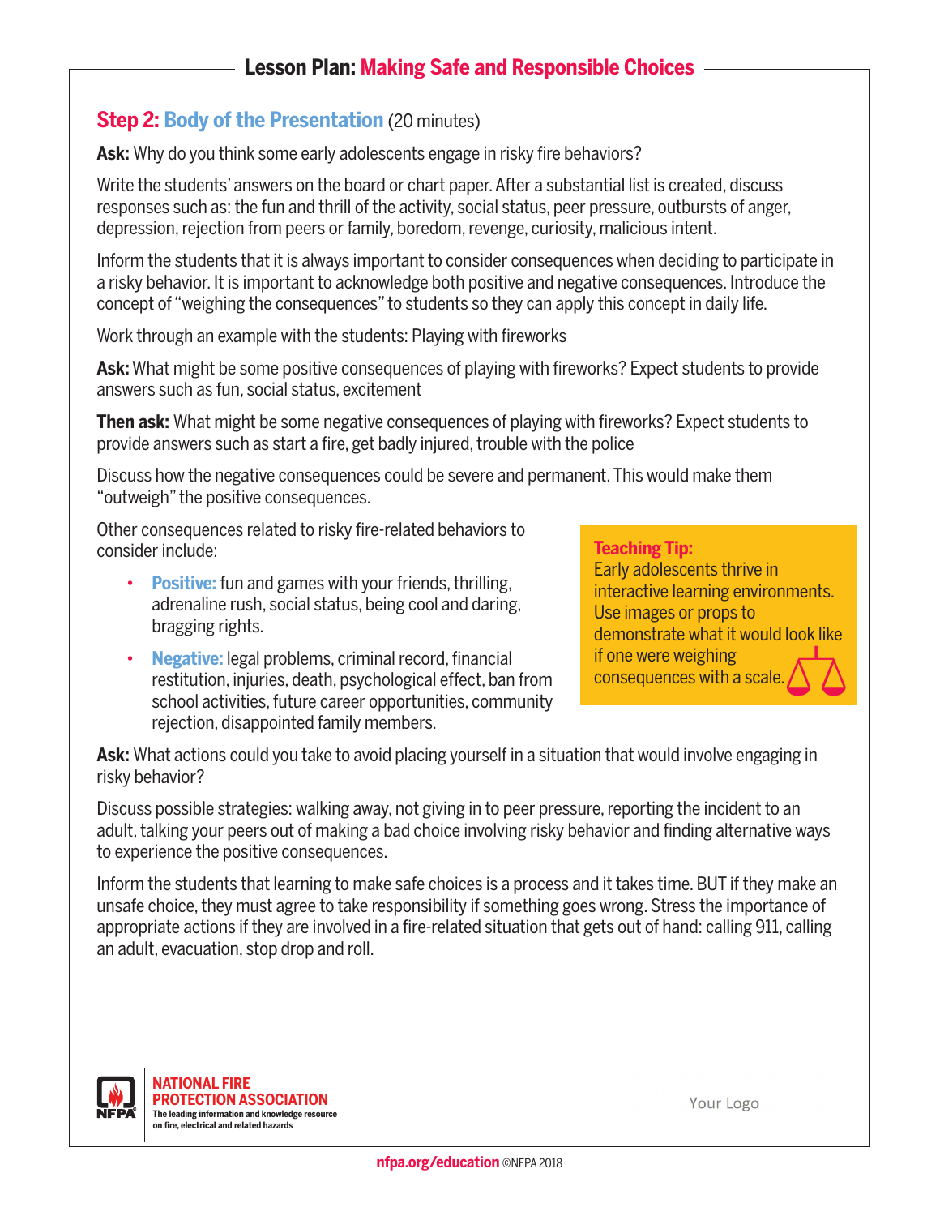## Lesson Plan: Making Safe and Responsible Choices

### Step 2: Body of the Presentation (20 minutes)

**Ask:** Why do you think some early adolescents engage in risky fire behaviors?

Write the students' answers on the board or chart paper. After a substantial list is created, discuss responses such as: the fun and thrill of the activity, social status, peer pressure, outbursts of anger, depression, rejection from peers or family, boredom, revenge, curiosity, malicious intent.

Inform the students that it is always important to consider consequences when deciding to participate in a risky behavior. It is important to acknowledge both positive and negative consequences. Introduce the concept of "weighing the consequences" to students so they can apply this concept in daily life.

Work through an example with the students: Playing with fireworks

**Ask:** What might be some positive consequences of playing with fireworks? Expect students to provide answers such as fun, social status, excitement

**Then ask:** What might be some negative consequences of playing with fireworks? Expect students to provide answers such as start a fire, get badly injured, trouble with the police

Discuss how the negative consequences could be severe and permanent. This would make them "outweigh" the positive consequences.

Other consequences related to risky fire-related behaviors to consider include:

- **Positive:** fun and games with your friends, thrilling, adrenaline rush, social status, being cool and daring, bragging rights.
- **Negative:** legal problems, criminal record, financial restitution, injuries, death, psychological effect, ban from school activities, future career opportunities, community rejection, disappointed family members.

> **Teaching Tip:**
> Early adolescents thrive in interactive learning environments. Use images or props to demonstrate what it would look like if one were weighing consequences with a scale.

**Ask:** What actions could you take to avoid placing yourself in a situation that would involve engaging in risky behavior?

Discuss possible strategies: walking away, not giving in to peer pressure, reporting the incident to an adult, talking your peers out of making a bad choice involving risky behavior and finding alternative ways to experience the positive consequences.

Inform the students that learning to make safe choices is a process and it takes time. BUT if they make an unsafe choice, they must agree to take responsibility if something goes wrong. Stress the importance of appropriate actions if they are involved in a fire-related situation that gets out of hand: calling 911, calling an adult, evacuation, stop drop and roll.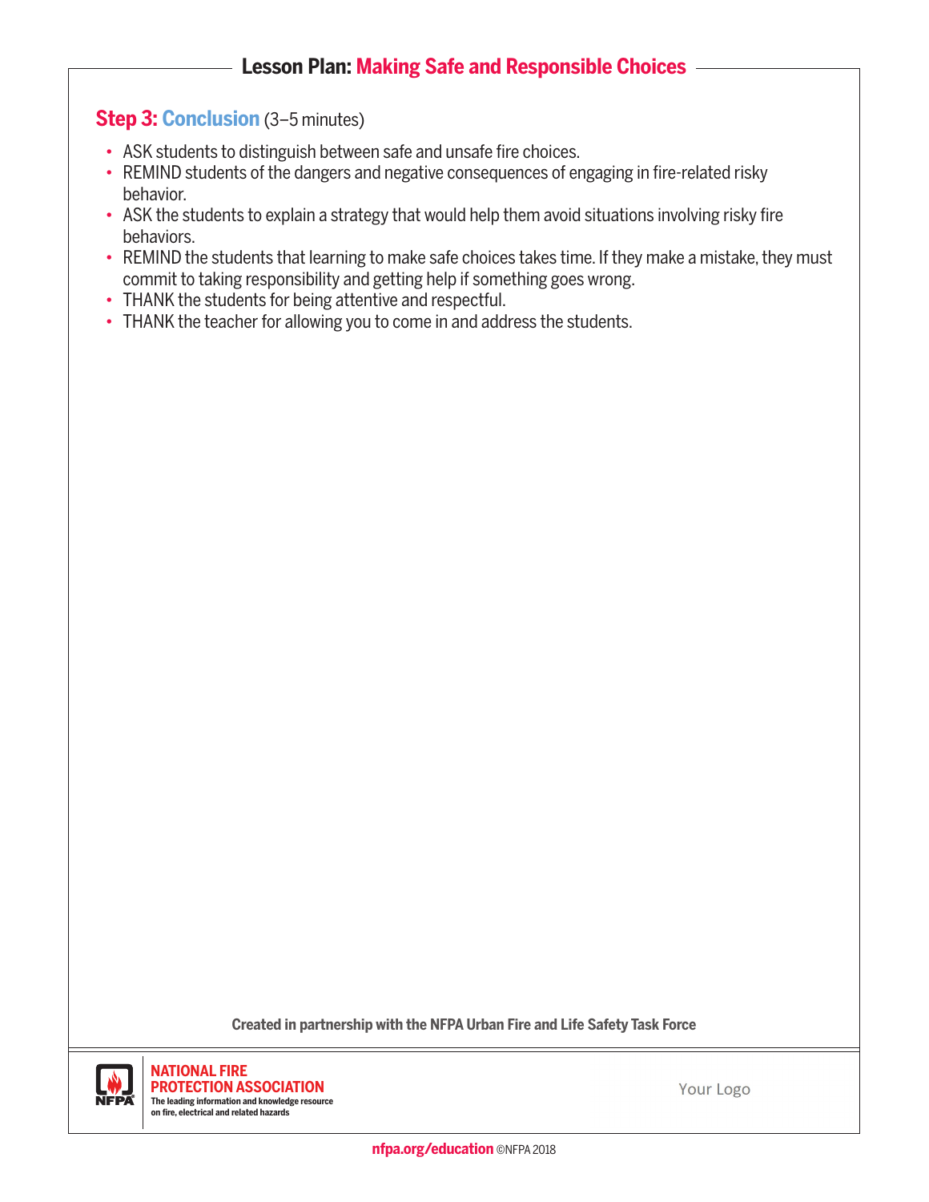## Lesson Plan: Making Safe and Responsible Choices

### Step 3: Conclusion (3–5 minutes)

- ASK students to distinguish between safe and unsafe fire choices.
- REMIND students of the dangers and negative consequences of engaging in fire-related risky behavior.
- ASK the students to explain a strategy that would help them avoid situations involving risky fire behaviors.
- REMIND the students that learning to make safe choices takes time. If they make a mistake, they must commit to taking responsibility and getting help if something goes wrong.
- THANK the students for being attentive and respectful.
- THANK the teacher for allowing you to come in and address the students.

**Created in partnership with the NFPA Urban Fire and Life Safety Task Force**

**NATIONAL FIRE PROTECTION ASSOCIATION**
The leading information and knowledge resource on fire, electrical and related hazards

Your Logo

**nfpa.org/education** ©NFPA 2018